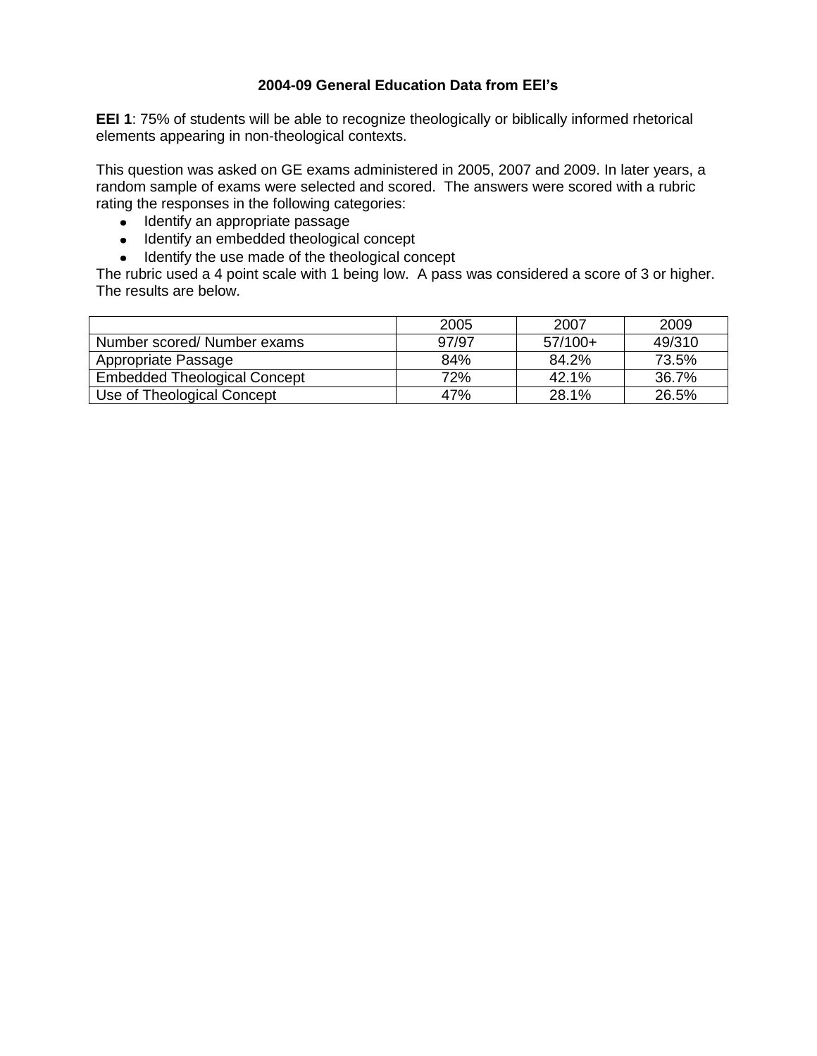# 2004-09 General Education Data from EEI's

**EEI 1**: 75% of students will be able to recognize theologically or biblically informed rhetorical elements appearing in non-theological contexts.

This question was asked on GE exams administered in 2005, 2007 and 2009. In later years, a random sample of exams were selected and scored. The answers were scored with a rubric rating the responses in the following categories:

- Identify an appropriate passage
- Identify an embedded theological concept
- Identify the use made of the theological concept

The rubric used a 4 point scale with 1 being low. A pass was considered a score of 3 or higher. The results are below.

| | 2005 | 2007 | 2009 |
|---|---|---|---|
| Number scored/ Number exams | 97/97 | 57/100+ | 49/310 |
| Appropriate Passage | 84% | 84.2% | 73.5% |
| Embedded Theological Concept | 72% | 42.1% | 36.7% |
| Use of Theological Concept | 47% | 28.1% | 26.5% |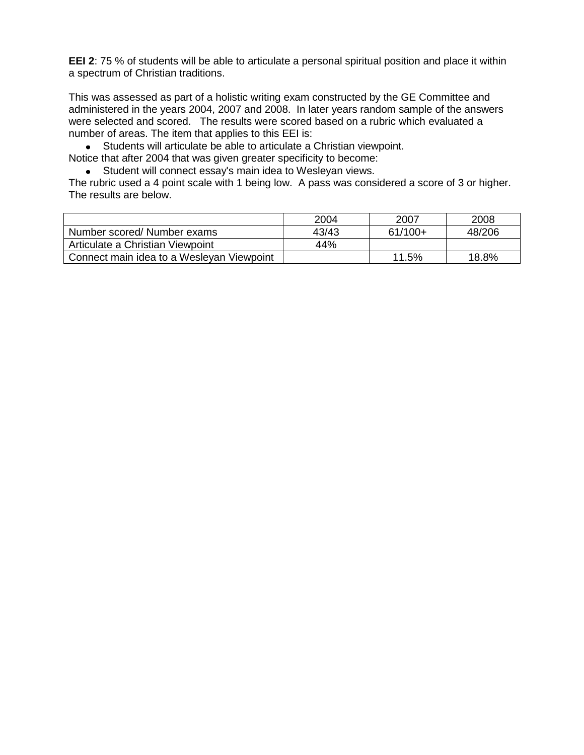**EEI 2**: 75 % of students will be able to articulate a personal spiritual position and place it within a spectrum of Christian traditions.

This was assessed as part of a holistic writing exam constructed by the GE Committee and administered in the years 2004, 2007 and 2008. In later years random sample of the answers were selected and scored. The results were scored based on a rubric which evaluated a number of areas. The item that applies to this EEI is:

- Students will articulate be able to articulate a Christian viewpoint.

Notice that after 2004 that was given greater specificity to become:

- Student will connect essay's main idea to Wesleyan views.

The rubric used a 4 point scale with 1 being low. A pass was considered a score of 3 or higher. The results are below.

| | 2004 | 2007 | 2008 |
|---|---|---|---|
| Number scored/ Number exams | 43/43 | 61/100+ | 48/206 |
| Articulate a Christian Viewpoint | 44% | | |
| Connect main idea to a Wesleyan Viewpoint | | 11.5% | 18.8% |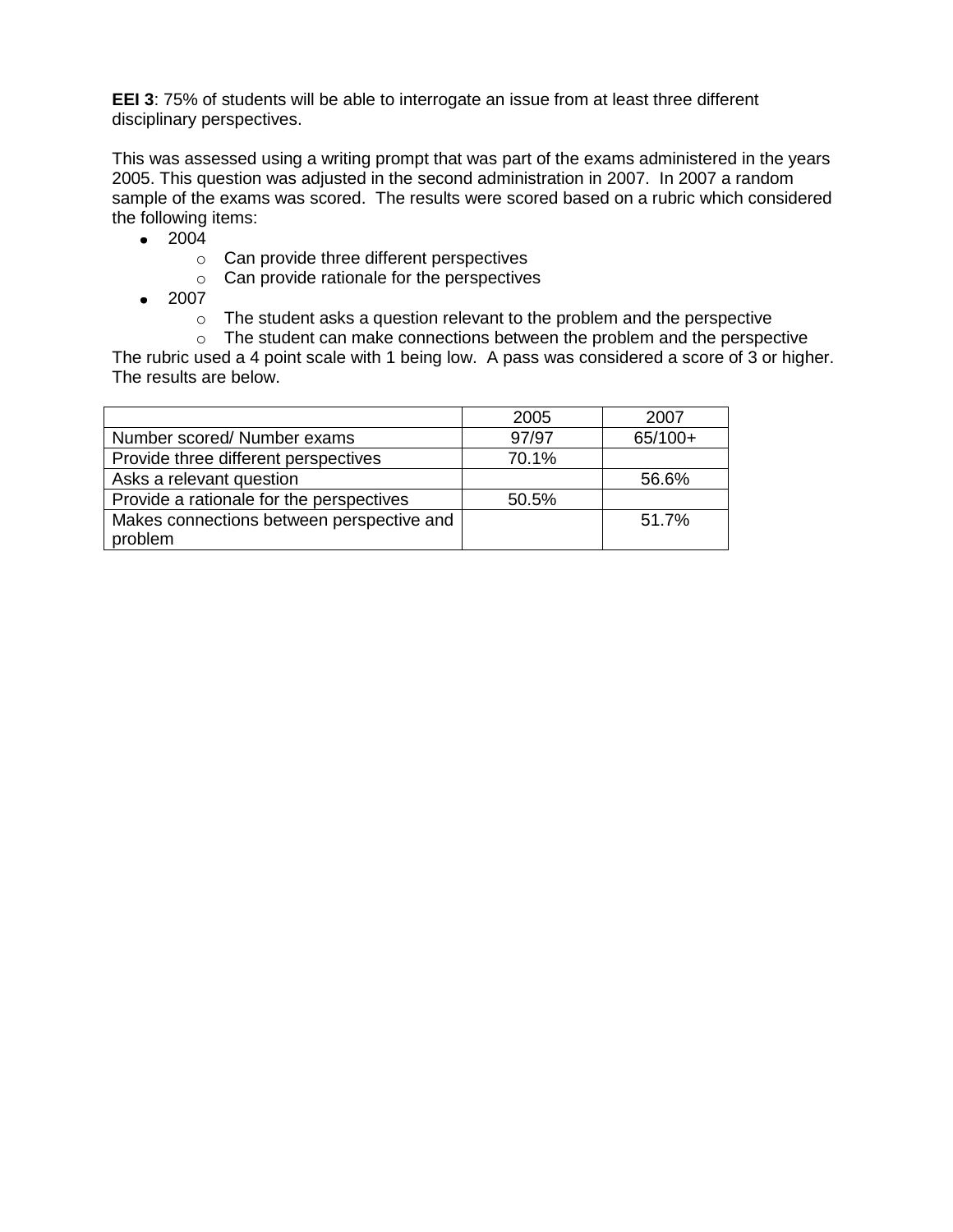**EEI 3**: 75% of students will be able to interrogate an issue from at least three different disciplinary perspectives.

This was assessed using a writing prompt that was part of the exams administered in the years 2005. This question was adjusted in the second administration in 2007. In 2007 a random sample of the exams was scored. The results were scored based on a rubric which considered the following items:

- 2004
  - Can provide three different perspectives
  - Can provide rationale for the perspectives
- 2007
  - The student asks a question relevant to the problem and the perspective
  - The student can make connections between the problem and the perspective

The rubric used a 4 point scale with 1 being low. A pass was considered a score of 3 or higher. The results are below.

| | 2005 | 2007 |
|---|---|---|
| Number scored/ Number exams | 97/97 | 65/100+ |
| Provide three different perspectives | 70.1% | |
| Asks a relevant question | | 56.6% |
| Provide a rationale for the perspectives | 50.5% | |
| Makes connections between perspective and problem | | 51.7% |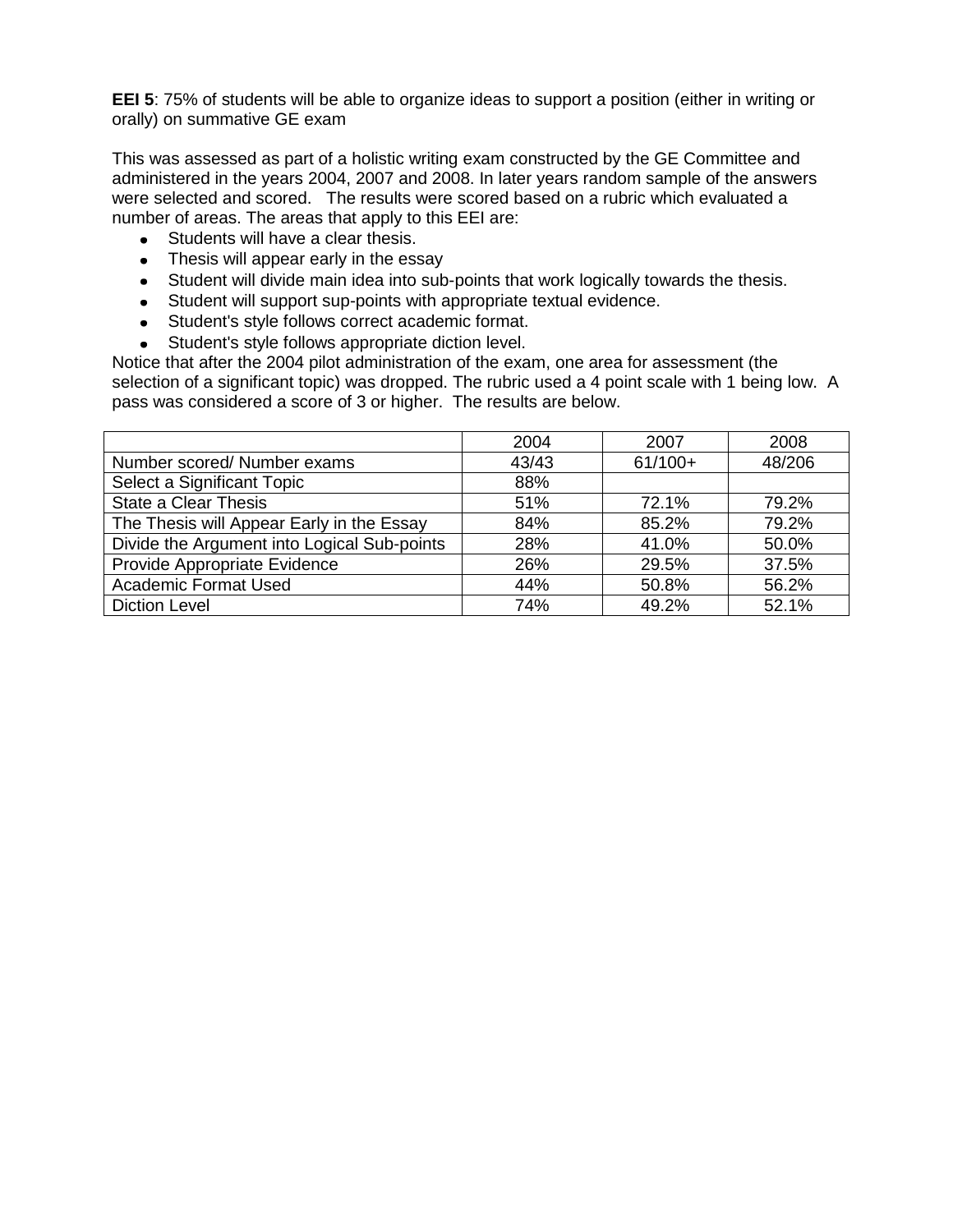**EEI 5**: 75% of students will be able to organize ideas to support a position (either in writing or orally) on summative GE exam

This was assessed as part of a holistic writing exam constructed by the GE Committee and administered in the years 2004, 2007 and 2008. In later years random sample of the answers were selected and scored. The results were scored based on a rubric which evaluated a number of areas. The areas that apply to this EEI are:

- Students will have a clear thesis.
- Thesis will appear early in the essay
- Student will divide main idea into sub-points that work logically towards the thesis.
- Student will support sup-points with appropriate textual evidence.
- Student's style follows correct academic format.
- Student's style follows appropriate diction level.

Notice that after the 2004 pilot administration of the exam, one area for assessment (the selection of a significant topic) was dropped. The rubric used a 4 point scale with 1 being low. A pass was considered a score of 3 or higher. The results are below.

| | 2004 | 2007 | 2008 |
|---|---|---|---|
| Number scored/ Number exams | 43/43 | 61/100+ | 48/206 |
| Select a Significant Topic | 88% | | |
| State a Clear Thesis | 51% | 72.1% | 79.2% |
| The Thesis will Appear Early in the Essay | 84% | 85.2% | 79.2% |
| Divide the Argument into Logical Sub-points | 28% | 41.0% | 50.0% |
| Provide Appropriate Evidence | 26% | 29.5% | 37.5% |
| Academic Format Used | 44% | 50.8% | 56.2% |
| Diction Level | 74% | 49.2% | 52.1% |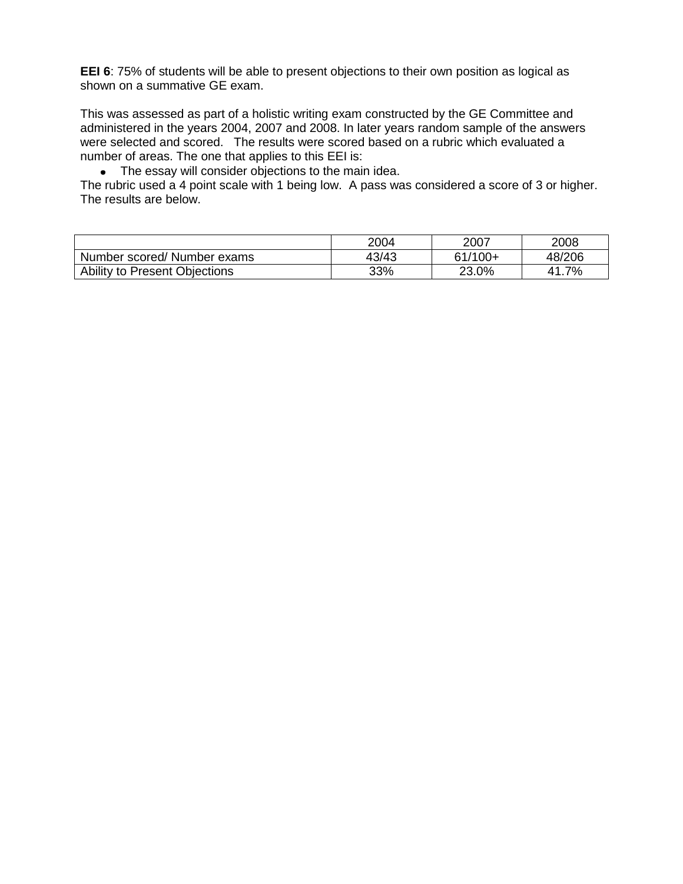**EEI 6**: 75% of students will be able to present objections to their own position as logical as shown on a summative GE exam.

This was assessed as part of a holistic writing exam constructed by the GE Committee and administered in the years 2004, 2007 and 2008. In later years random sample of the answers were selected and scored. The results were scored based on a rubric which evaluated a number of areas. The one that applies to this EEI is:

- The essay will consider objections to the main idea.

The rubric used a 4 point scale with 1 being low. A pass was considered a score of 3 or higher. The results are below.

| | 2004 | 2007 | 2008 |
|---|---|---|---|
| Number scored/ Number exams | 43/43 | 61/100+ | 48/206 |
| Ability to Present Objections | 33% | 23.0% | 41.7% |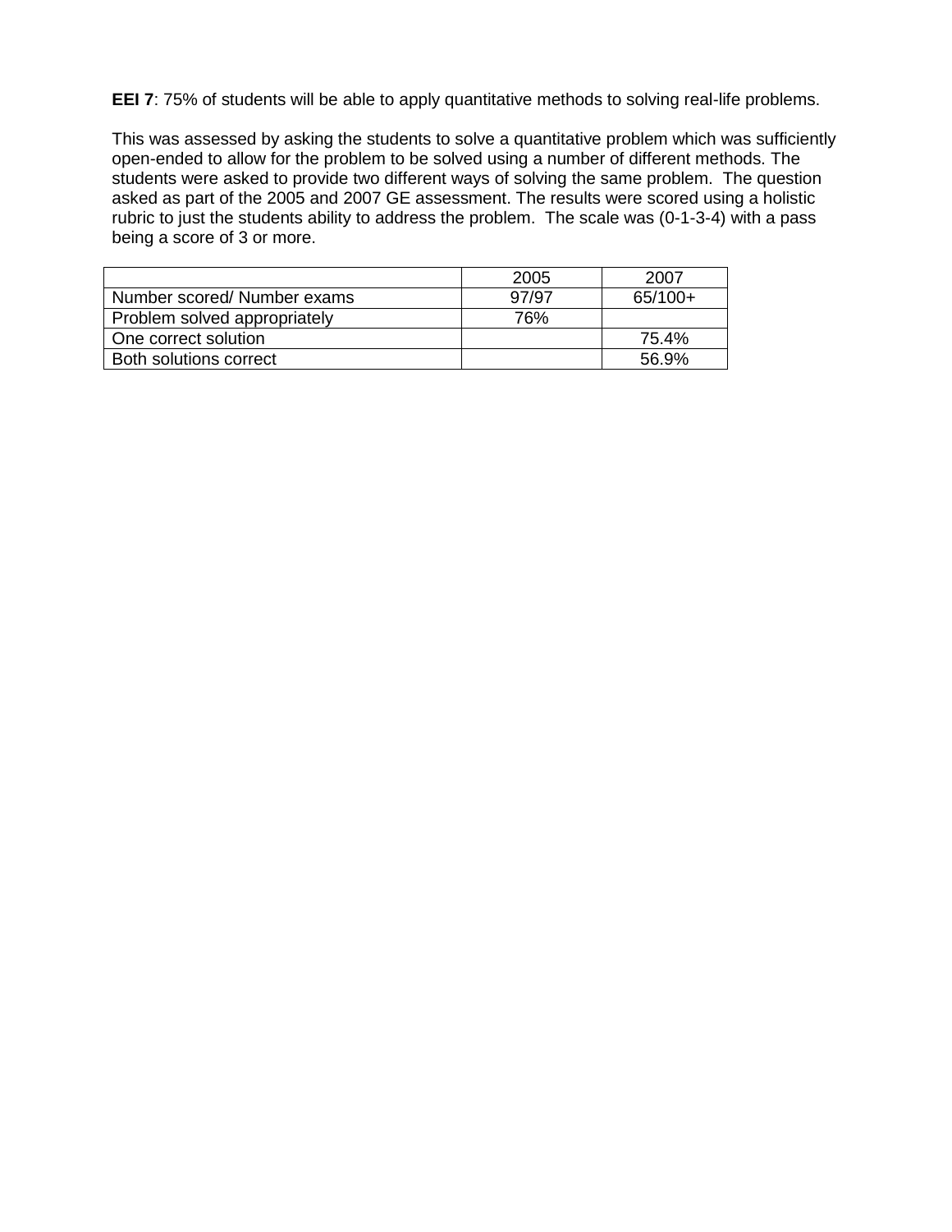**EEI 7**: 75% of students will be able to apply quantitative methods to solving real-life problems.

This was assessed by asking the students to solve a quantitative problem which was sufficiently open-ended to allow for the problem to be solved using a number of different methods. The students were asked to provide two different ways of solving the same problem. The question asked as part of the 2005 and 2007 GE assessment. The results were scored using a holistic rubric to just the students ability to address the problem. The scale was (0-1-3-4) with a pass being a score of 3 or more.

| | 2005 | 2007 |
|---|---|---|
| Number scored/ Number exams | 97/97 | 65/100+ |
| Problem solved appropriately | 76% | |
| One correct solution | | 75.4% |
| Both solutions correct | | 56.9% |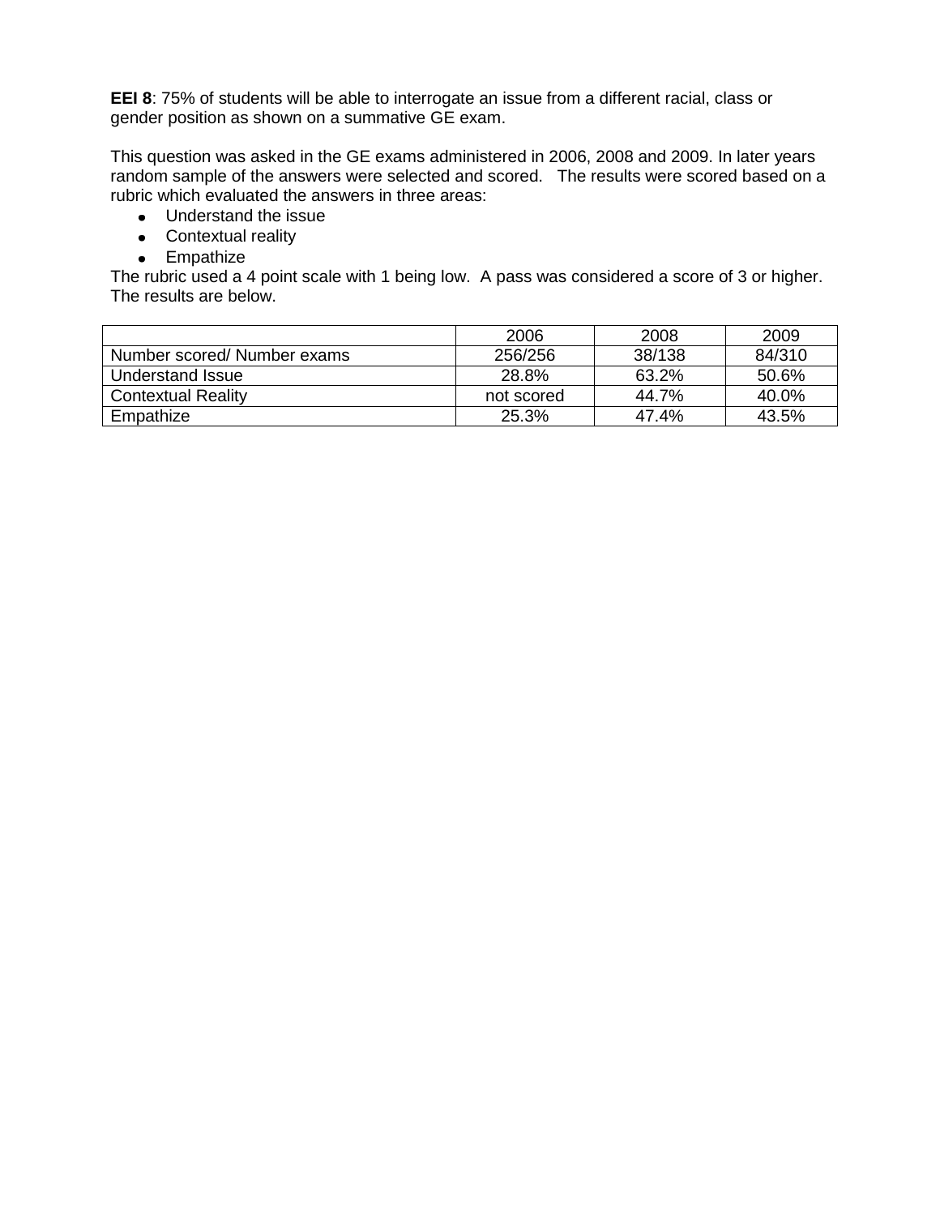**EEI 8**: 75% of students will be able to interrogate an issue from a different racial, class or gender position as shown on a summative GE exam.

This question was asked in the GE exams administered in 2006, 2008 and 2009. In later years random sample of the answers were selected and scored. The results were scored based on a rubric which evaluated the answers in three areas:

- Understand the issue
- Contextual reality
- Empathize

The rubric used a 4 point scale with 1 being low. A pass was considered a score of 3 or higher. The results are below.

| | 2006 | 2008 | 2009 |
|---|---|---|---|
| Number scored/ Number exams | 256/256 | 38/138 | 84/310 |
| Understand Issue | 28.8% | 63.2% | 50.6% |
| Contextual Reality | not scored | 44.7% | 40.0% |
| Empathize | 25.3% | 47.4% | 43.5% |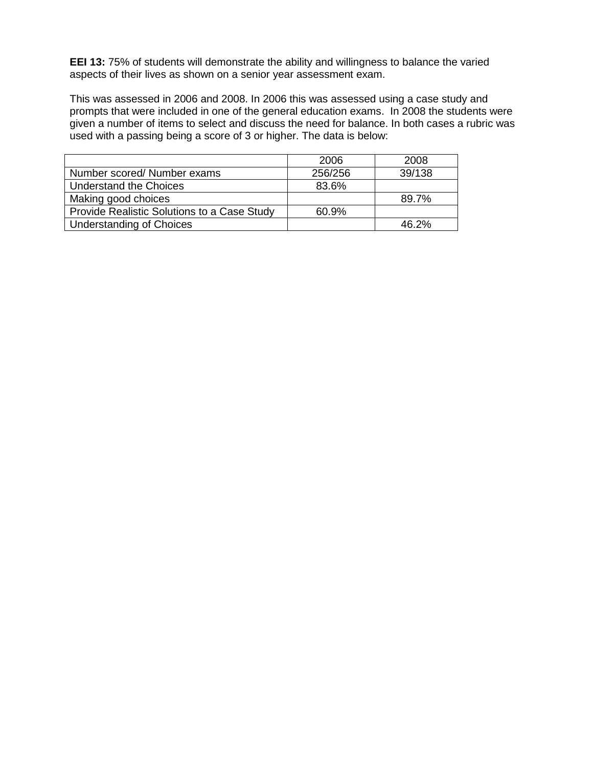**EEI 13:** 75% of students will demonstrate the ability and willingness to balance the varied aspects of their lives as shown on a senior year assessment exam.

This was assessed in 2006 and 2008. In 2006 this was assessed using a case study and prompts that were included in one of the general education exams. In 2008 the students were given a number of items to select and discuss the need for balance. In both cases a rubric was used with a passing being a score of 3 or higher. The data is below:

| | 2006 | 2008 |
|---|---|---|
| Number scored/ Number exams | 256/256 | 39/138 |
| Understand the Choices | 83.6% | |
| Making good choices | | 89.7% |
| Provide Realistic Solutions to a Case Study | 60.9% | |
| Understanding of Choices | | 46.2% |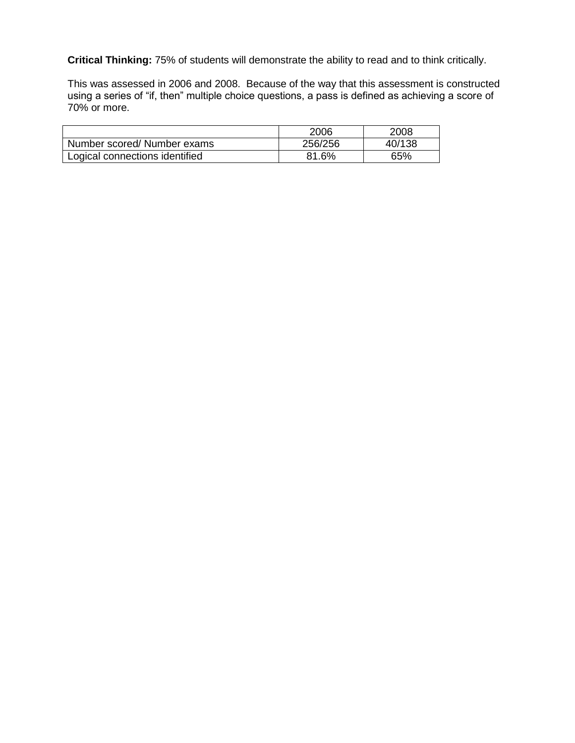**Critical Thinking:** 75% of students will demonstrate the ability to read and to think critically.

This was assessed in 2006 and 2008. Because of the way that this assessment is constructed using a series of "if, then" multiple choice questions, a pass is defined as achieving a score of 70% or more.

| | 2006 | 2008 |
|---|---|---|
| Number scored/ Number exams | 256/256 | 40/138 |
| Logical connections identified | 81.6% | 65% |